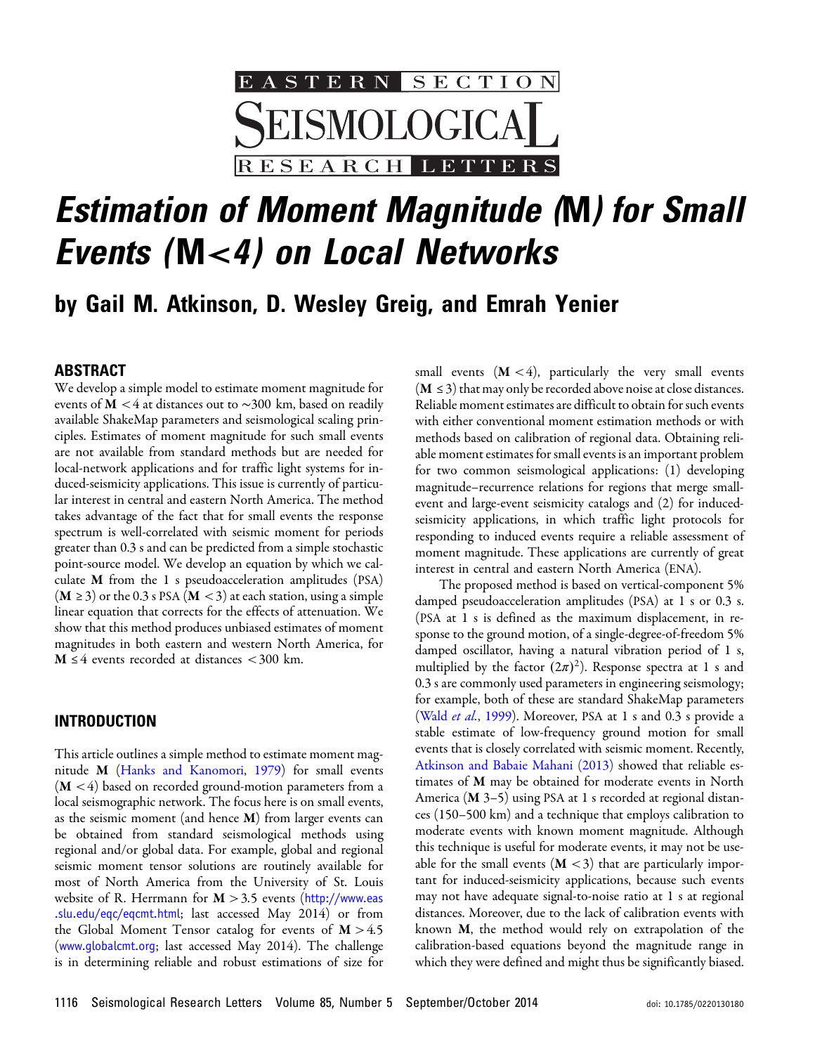# Estimation of Moment Magnitude (M) for Small Events (M<4) on Local Networks

## by Gail M. Atkinson, D. Wesley Greig, and Emrah Yenier

## ABSTRACT

We develop a simple model to estimate moment magnitude for events of $\mathbf{M} < 4$ at distances out to ~300 km, based on readily available ShakeMap parameters and seismological scaling principles. Estimates of moment magnitude for such small events are not available from standard methods but are needed for local-network applications and for traffic light systems for induced-seismicity applications. This issue is currently of particular interest in central and eastern North America. The method takes advantage of the fact that for small events the response spectrum is well-correlated with seismic moment for periods greater than 0.3 s and can be predicted from a simple stochastic point-source model. We develop an equation by which we calculate **M** from the 1 s pseudoacceleration amplitudes (PSA) ($\mathbf{M} \geq 3$) or the 0.3 s PSA ($\mathbf{M} < 3$) at each station, using a simple linear equation that corrects for the effects of attenuation. We show that this method produces unbiased estimates of moment magnitudes in both eastern and western North America, for $\mathbf{M} \leq 4$ events recorded at distances $< 300$ km.

## INTRODUCTION

This article outlines a simple method to estimate moment magnitude **M** (Hanks and Kanomori, 1979) for small events ($\mathbf{M} < 4$) based on recorded ground-motion parameters from a local seismographic network. The focus here is on small events, as the seismic moment (and hence **M**) from larger events can be obtained from standard seismological methods using regional and/or global data. For example, global and regional seismic moment tensor solutions are routinely available for most of North America from the University of St. Louis website of R. Herrmann for $\mathbf{M} > 3.5$ events (http://www.eas.slu.edu/eqc/eqcmt.html; last accessed May 2014) or from the Global Moment Tensor catalog for events of $\mathbf{M} > 4.5$ (www.globalcmt.org; last accessed May 2014). The challenge is in determining reliable and robust estimations of size for small events ($\mathbf{M} < 4$), particularly the very small events ($\mathbf{M} \leq 3$) that may only be recorded above noise at close distances. Reliable moment estimates are difficult to obtain for such events with either conventional moment estimation methods or with methods based on calibration of regional data. Obtaining reliable moment estimates for small events is an important problem for two common seismological applications: (1) developing magnitude–recurrence relations for regions that merge small-event and large-event seismicity catalogs and (2) for induced-seismicity applications, in which traffic light protocols for responding to induced events require a reliable assessment of moment magnitude. These applications are currently of great interest in central and eastern North America (ENA).

The proposed method is based on vertical-component 5% damped pseudoacceleration amplitudes (PSA) at 1 s or 0.3 s. (PSA at 1 s is defined as the maximum displacement, in response to the ground motion, of a single-degree-of-freedom 5% damped oscillator, having a natural vibration period of 1 s, multiplied by the factor $(2\pi)^2$). Response spectra at 1 s and 0.3 s are commonly used parameters in engineering seismology; for example, both of these are standard ShakeMap parameters (Wald *et al.*, 1999). Moreover, PSA at 1 s and 0.3 s provide a stable estimate of low-frequency ground motion for small events that is closely correlated with seismic moment. Recently, Atkinson and Babaie Mahani (2013) showed that reliable estimates of **M** may be obtained for moderate events in North America (**M** 3–5) using PSA at 1 s recorded at regional distances (150–500 km) and a technique that employs calibration to moderate events with known moment magnitude. Although this technique is useful for moderate events, it may not be useable for the small events ($\mathbf{M} < 3$) that are particularly important for induced-seismicity applications, because such events may not have adequate signal-to-noise ratio at 1 s at regional distances. Moreover, due to the lack of calibration events with known **M**, the method would rely on extrapolation of the calibration-based equations beyond the magnitude range in which they were defined and might thus be significantly biased.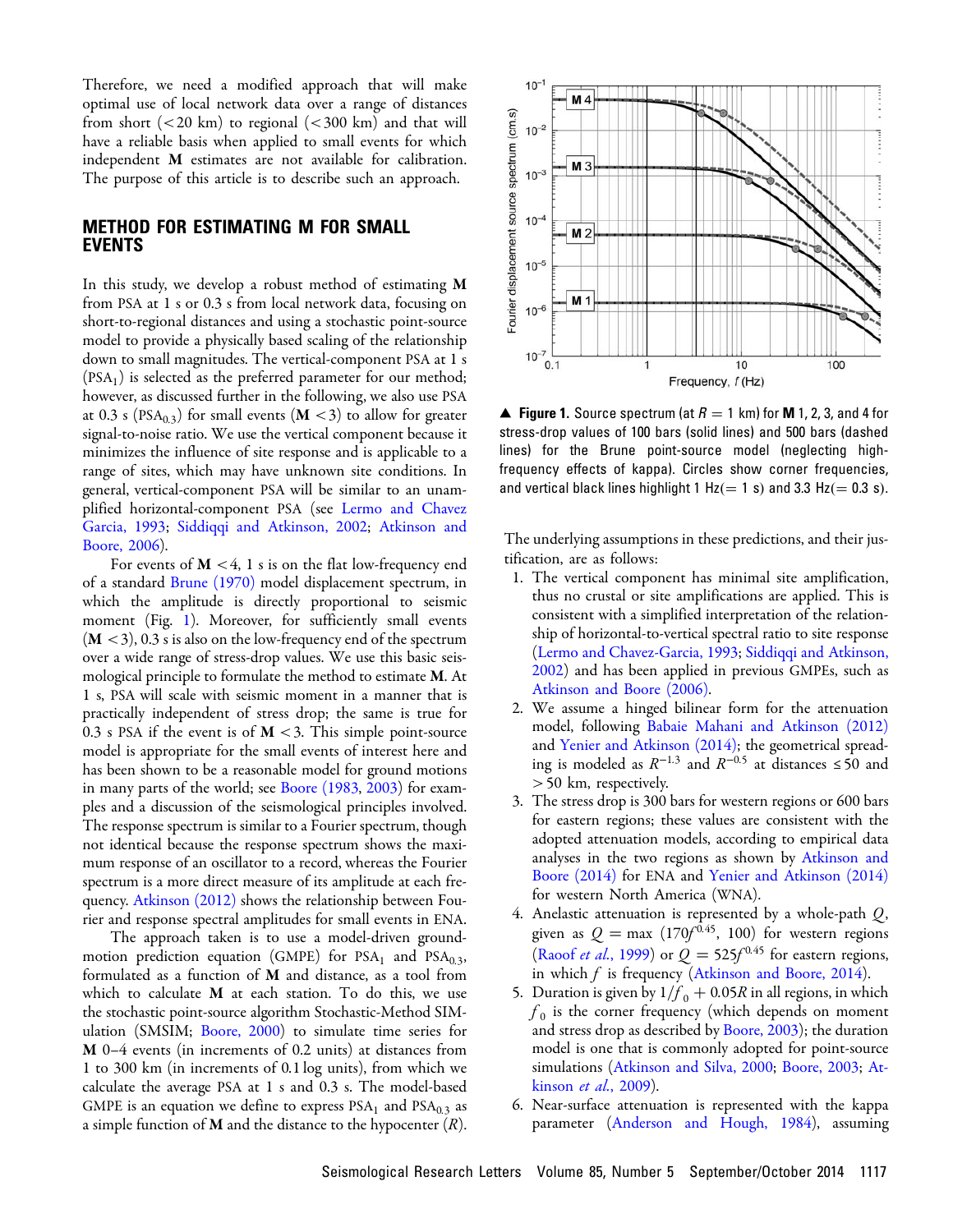Therefore, we need a modified approach that will make optimal use of local network data over a range of distances from short (<20 km) to regional (<300 km) and that will have a reliable basis when applied to small events for which independent **M** estimates are not available for calibration. The purpose of this article is to describe such an approach.

## METHOD FOR ESTIMATING M FOR SMALL EVENTS

In this study, we develop a robust method of estimating **M** from PSA at 1 s or 0.3 s from local network data, focusing on short-to-regional distances and using a stochastic point-source model to provide a physically based scaling of the relationship down to small magnitudes. The vertical-component PSA at 1 s ($PSA_1$) is selected as the preferred parameter for our method; however, as discussed further in the following, we also use PSA at 0.3 s ($PSA_{0.3}$) for small events (**M** <3) to allow for greater signal-to-noise ratio. We use the vertical component because it minimizes the influence of site response and is applicable to a range of sites, which may have unknown site conditions. In general, vertical-component PSA will be similar to an unamplified horizontal-component PSA (see Lermo and Chavez Garcia, 1993; Siddiqqi and Atkinson, 2002; Atkinson and Boore, 2006).

For events of **M** <4, 1 s is on the flat low-frequency end of a standard Brune (1970) model displacement spectrum, in which the amplitude is directly proportional to seismic moment (Fig. 1). Moreover, for sufficiently small events (**M** <3), 0.3 s is also on the low-frequency end of the spectrum over a wide range of stress-drop values. We use this basic seismological principle to formulate the method to estimate **M**. At 1 s, PSA will scale with seismic moment in a manner that is practically independent of stress drop; the same is true for 0.3 s PSA if the event is of **M** <3. This simple point-source model is appropriate for the small events of interest here and has been shown to be a reasonable model for ground motions in many parts of the world; see Boore (1983, 2003) for examples and a discussion of the seismological principles involved. The response spectrum is similar to a Fourier spectrum, though not identical because the response spectrum shows the maximum response of an oscillator to a record, whereas the Fourier spectrum is a more direct measure of its amplitude at each frequency. Atkinson (2012) shows the relationship between Fourier and response spectral amplitudes for small events in ENA.

The approach taken is to use a model-driven ground-motion prediction equation (GMPE) for $PSA_1$ and $PSA_{0.3}$, formulated as a function of **M** and distance, as a tool from which to calculate **M** at each station. To do this, we use the stochastic point-source algorithm Stochastic-Method SIMulation (SMSIM; Boore, 2000) to simulate time series for **M** 0–4 events (in increments of 0.2 units) at distances from 1 to 300 km (in increments of 0.1 log units), from which we calculate the average PSA at 1 s and 0.3 s. The model-based GMPE is an equation we define to express $PSA_1$ and $PSA_{0.3}$ as a simple function of **M** and the distance to the hypocenter ($R$).

▲ **Figure 1.** Source spectrum (at $R = 1$ km) for **M** 1, 2, 3, and 4 for stress-drop values of 100 bars (solid lines) and 500 bars (dashed lines) for the Brune point-source model (neglecting high-frequency effects of kappa). Circles show corner frequencies, and vertical black lines highlight 1 Hz(= 1 s) and 3.3 Hz(= 0.3 s).

The underlying assumptions in these predictions, and their justification, are as follows:

1. The vertical component has minimal site amplification, thus no crustal or site amplifications are applied. This is consistent with a simplified interpretation of the relationship of horizontal-to-vertical spectral ratio to site response (Lermo and Chavez-Garcia, 1993; Siddiqqi and Atkinson, 2002) and has been applied in previous GMPEs, such as Atkinson and Boore (2006).
2. We assume a hinged bilinear form for the attenuation model, following Babaie Mahani and Atkinson (2012) and Yenier and Atkinson (2014); the geometrical spreading is modeled as $R^{-1.3}$ and $R^{-0.5}$ at distances ≤50 and >50 km, respectively.
3. The stress drop is 300 bars for western regions or 600 bars for eastern regions; these values are consistent with the adopted attenuation models, according to empirical data analyses in the two regions as shown by Atkinson and Boore (2014) for ENA and Yenier and Atkinson (2014) for western North America (WNA).
4. Anelastic attenuation is represented by a whole-path $Q$, given as $Q = \max(170f^{0.45}, 100)$ for western regions (Raoof *et al.*, 1999) or $Q = 525f^{0.45}$ for eastern regions, in which $f$ is frequency (Atkinson and Boore, 2014).
5. Duration is given by $1/f_0 + 0.05R$ in all regions, in which $f_0$ is the corner frequency (which depends on moment and stress drop as described by Boore, 2003); the duration model is one that is commonly adopted for point-source simulations (Atkinson and Silva, 2000; Boore, 2003; Atkinson *et al.*, 2009).
6. Near-surface attenuation is represented with the kappa parameter (Anderson and Hough, 1984), assuming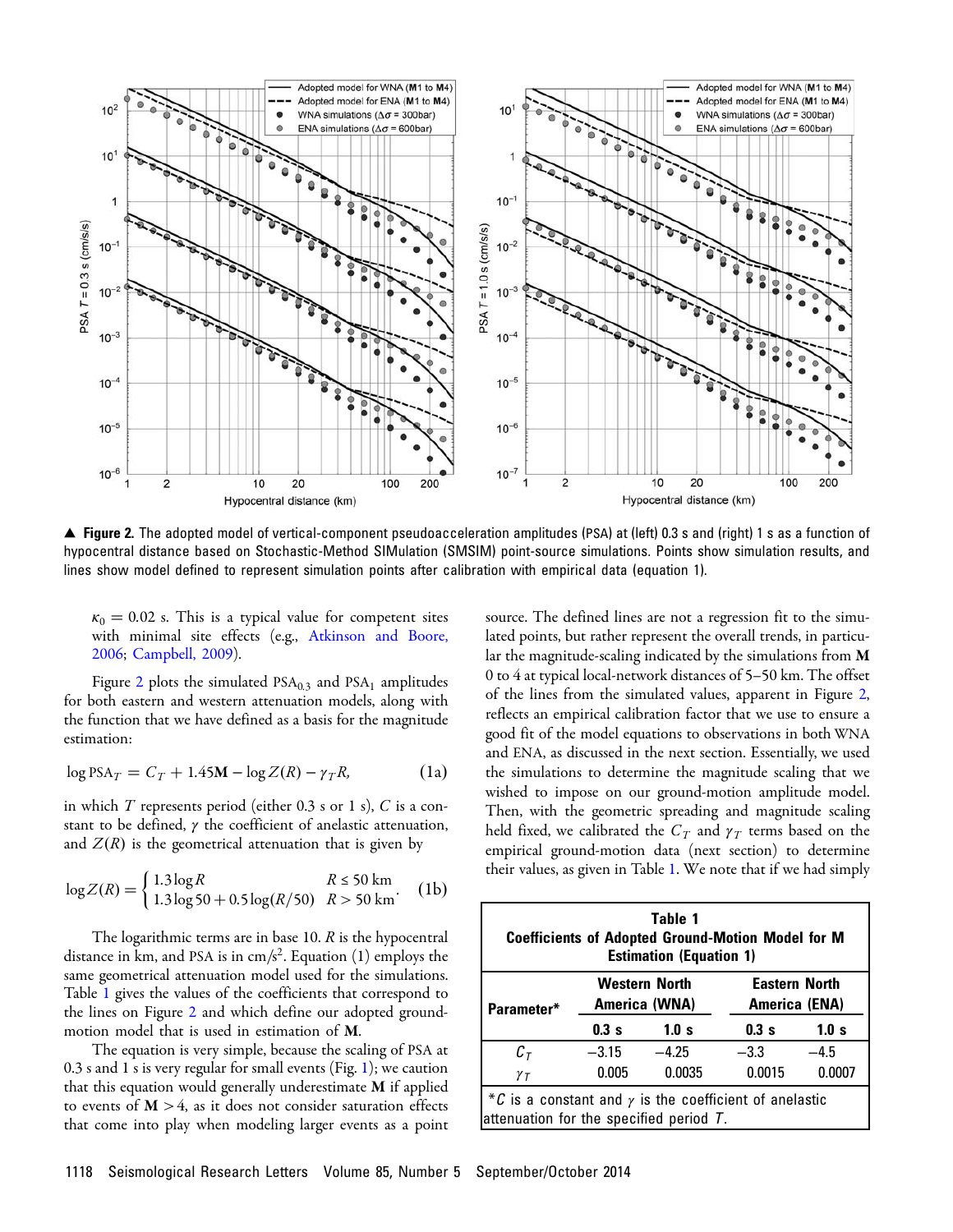▲ **Figure 2.** The adopted model of vertical-component pseudoacceleration amplitudes (PSA) at (left) 0.3 s and (right) 1 s as a function of hypocentral distance based on Stochastic-Method SIMulation (SMSIM) point-source simulations. Points show simulation results, and lines show model defined to represent simulation points after calibration with empirical data (equation 1).

$\kappa_0 = 0.02$ s. This is a typical value for competent sites with minimal site effects (e.g., Atkinson and Boore, 2006; Campbell, 2009).

Figure 2 plots the simulated $\mathrm{PSA}_{0.3}$ and $\mathrm{PSA}_1$ amplitudes for both eastern and western attenuation models, along with the function that we have defined as a basis for the magnitude estimation:

$$\log \mathrm{PSA}_T = C_T + 1.45\mathbf{M} - \log Z(R) - \gamma_T R, \tag{1a}$$

in which $T$ represents period (either 0.3 s or 1 s), $C$ is a constant to be defined, $\gamma$ the coefficient of anelastic attenuation, and $Z(R)$ is the geometrical attenuation that is given by

$$\log Z(R) = \begin{cases} 1.3 \log R & R \le 50 \text{ km} \\ 1.3 \log 50 + 0.5 \log(R/50) & R > 50 \text{ km} \end{cases}. \tag{1b}$$

The logarithmic terms are in base 10. $R$ is the hypocentral distance in km, and PSA is in cm/s$^2$. Equation (1) employs the same geometrical attenuation model used for the simulations. Table 1 gives the values of the coefficients that correspond to the lines on Figure 2 and which define our adopted ground-motion model that is used in estimation of **M**.

The equation is very simple, because the scaling of PSA at 0.3 s and 1 s is very regular for small events (Fig. 1); we caution that this equation would generally underestimate **M** if applied to events of $\mathbf{M} > 4$, as it does not consider saturation effects that come into play when modeling larger events as a point source. The defined lines are not a regression fit to the simulated points, but rather represent the overall trends, in particular the magnitude-scaling indicated by the simulations from **M** 0 to 4 at typical local-network distances of 5–50 km. The offset of the lines from the simulated values, apparent in Figure 2, reflects an empirical calibration factor that we use to ensure a good fit of the model equations to observations in both WNA and ENA, as discussed in the next section. Essentially, we used the simulations to determine the magnitude scaling that we wished to impose on our ground-motion amplitude model. Then, with the geometric spreading and magnitude scaling held fixed, we calibrated the $C_T$ and $\gamma_T$ terms based on the empirical ground-motion data (next section) to determine their values, as given in Table 1. We note that if we had simply

**Table 1**
**Coefficients of Adopted Ground-Motion Model for M Estimation (Equation 1)**

| Parameter* | Western North America (WNA) | | Eastern North America (ENA) | |
|---|---|---|---|---|
| | 0.3 s | 1.0 s | 0.3 s | 1.0 s |
| $C_T$ | −3.15 | −4.25 | −3.3 | −4.5 |
| $\gamma_T$ | 0.005 | 0.0035 | 0.0015 | 0.0007 |

*$C$ is a constant and $\gamma$ is the coefficient of anelastic attenuation for the specified period $T$.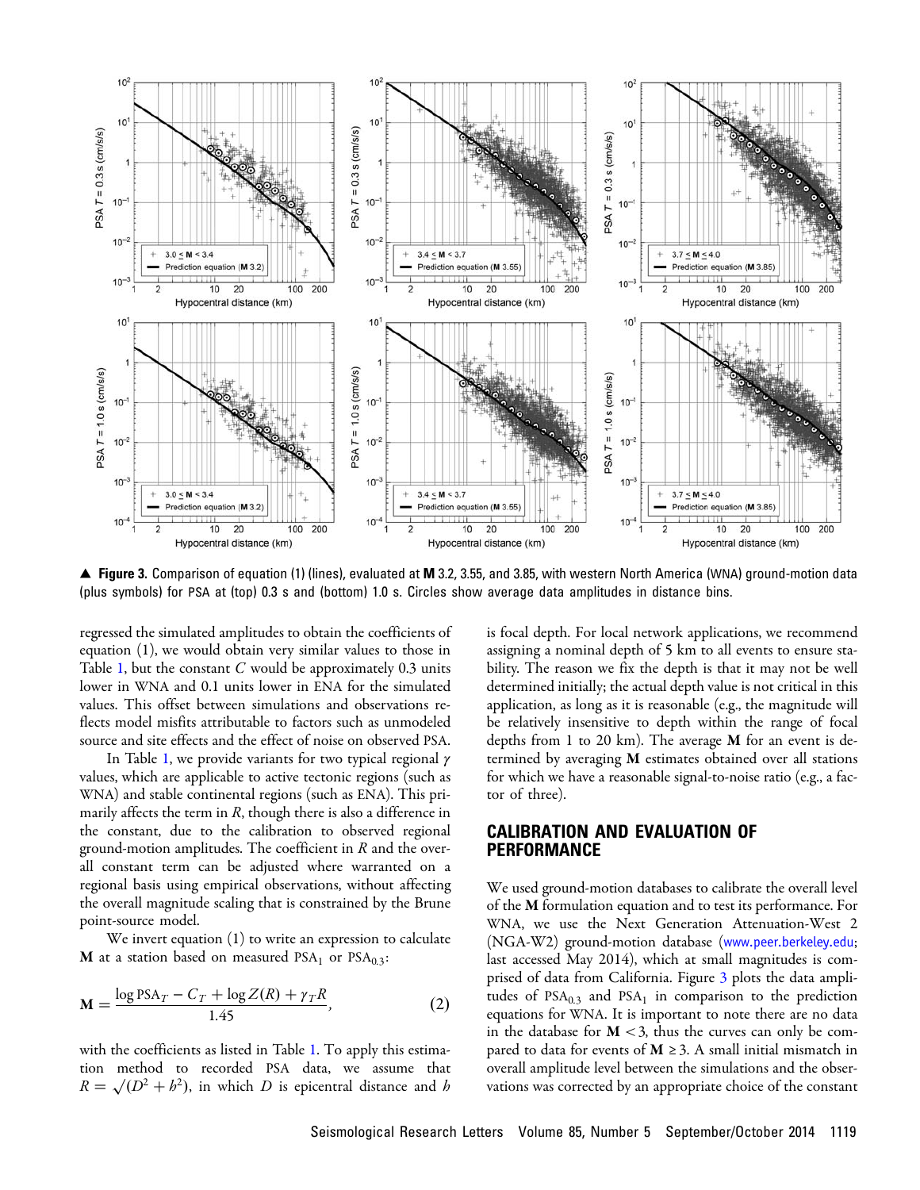▲ **Figure 3.** Comparison of equation (1) (lines), evaluated at **M** 3.2, 3.55, and 3.85, with western North America (WNA) ground-motion data (plus symbols) for PSA at (top) 0.3 s and (bottom) 1.0 s. Circles show average data amplitudes in distance bins.

regressed the simulated amplitudes to obtain the coefficients of equation (1), we would obtain very similar values to those in Table 1, but the constant $C$ would be approximately 0.3 units lower in WNA and 0.1 units lower in ENA for the simulated values. This offset between simulations and observations reflects model misfits attributable to factors such as unmodeled source and site effects and the effect of noise on observed PSA.

In Table 1, we provide variants for two typical regional $\gamma$ values, which are applicable to active tectonic regions (such as WNA) and stable continental regions (such as ENA). This primarily affects the term in $R$, though there is also a difference in the constant, due to the calibration to observed regional ground-motion amplitudes. The coefficient in $R$ and the overall constant term can be adjusted where warranted on a regional basis using empirical observations, without affecting the overall magnitude scaling that is constrained by the Brune point-source model.

We invert equation (1) to write an expression to calculate **M** at a station based on measured $\text{PSA}_1$ or $\text{PSA}_{0.3}$:

$$\mathbf{M} = \frac{\log \text{PSA}_T - C_T + \log Z(R) + \gamma_T R}{1.45}, \tag{2}$$

with the coefficients as listed in Table 1. To apply this estimation method to recorded PSA data, we assume that $R = \sqrt{(D^2 + h^2)}$, in which $D$ is epicentral distance and $h$ is focal depth. For local network applications, we recommend assigning a nominal depth of 5 km to all events to ensure stability. The reason we fix the depth is that it may not be well determined initially; the actual depth value is not critical in this application, as long as it is reasonable (e.g., the magnitude will be relatively insensitive to depth within the range of focal depths from 1 to 20 km). The average **M** for an event is determined by averaging **M** estimates obtained over all stations for which we have a reasonable signal-to-noise ratio (e.g., a factor of three).

## CALIBRATION AND EVALUATION OF PERFORMANCE

We used ground-motion databases to calibrate the overall level of the **M** formulation equation and to test its performance. For WNA, we use the Next Generation Attenuation-West 2 (NGA-W2) ground-motion database (www.peer.berkeley.edu; last accessed May 2014), which at small magnitudes is comprised of data from California. Figure 3 plots the data amplitudes of $\text{PSA}_{0.3}$ and $\text{PSA}_1$ in comparison to the prediction equations for WNA. It is important to note there are no data in the database for $\mathbf{M} < 3$, thus the curves can only be compared to data for events of $\mathbf{M} \geq 3$. A small initial mismatch in overall amplitude level between the simulations and the observations was corrected by an appropriate choice of the constant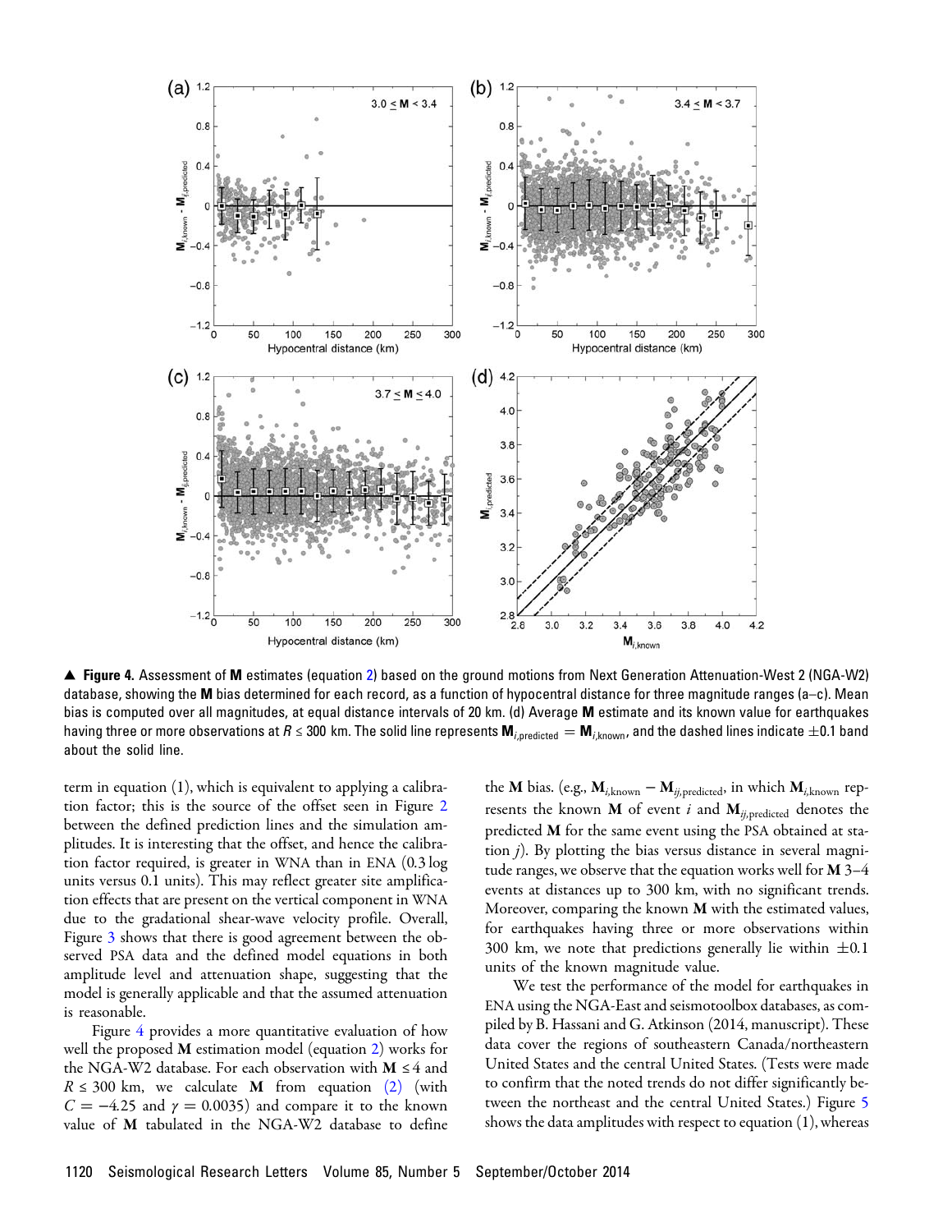**▲ Figure 4.** Assessment of **M** estimates (equation 2) based on the ground motions from Next Generation Attenuation-West 2 (NGA-W2) database, showing the **M** bias determined for each record, as a function of hypocentral distance for three magnitude ranges (a–c). Mean bias is computed over all magnitudes, at equal distance intervals of 20 km. (d) Average **M** estimate and its known value for earthquakes having three or more observations at $R \le 300$ km. The solid line represents $\mathbf{M}_{i,\text{predicted}} = \mathbf{M}_{i,\text{known}}$, and the dashed lines indicate $\pm 0.1$ band about the solid line.

term in equation (1), which is equivalent to applying a calibration factor; this is the source of the offset seen in Figure 2 between the defined prediction lines and the simulation amplitudes. It is interesting that the offset, and hence the calibration factor required, is greater in WNA than in ENA (0.3 log units versus 0.1 units). This may reflect greater site amplification effects that are present on the vertical component in WNA due to the gradational shear-wave velocity profile. Overall, Figure 3 shows that there is good agreement between the observed PSA data and the defined model equations in both amplitude level and attenuation shape, suggesting that the model is generally applicable and that the assumed attenuation is reasonable.

Figure 4 provides a more quantitative evaluation of how well the proposed **M** estimation model (equation 2) works for the NGA-W2 database. For each observation with $\mathbf{M} \le 4$ and $R \le 300$ km, we calculate **M** from equation (2) (with $C = -4.25$ and $\gamma = 0.0035$) and compare it to the known value of **M** tabulated in the NGA-W2 database to define the **M** bias. (e.g., $\mathbf{M}_{i,\text{known}} - \mathbf{M}_{ij,\text{predicted}}$, in which $\mathbf{M}_{i,\text{known}}$ represents the known **M** of event $i$ and $\mathbf{M}_{ij,\text{predicted}}$ denotes the predicted **M** for the same event using the PSA obtained at station $j$). By plotting the bias versus distance in several magnitude ranges, we observe that the equation works well for **M** 3–4 events at distances up to 300 km, with no significant trends. Moreover, comparing the known **M** with the estimated values, for earthquakes having three or more observations within 300 km, we note that predictions generally lie within $\pm 0.1$ units of the known magnitude value.

We test the performance of the model for earthquakes in ENA using the NGA-East and seismotoolbox databases, as compiled by B. Hassani and G. Atkinson (2014, manuscript). These data cover the regions of southeastern Canada/northeastern United States and the central United States. (Tests were made to confirm that the noted trends do not differ significantly between the northeast and the central United States.) Figure 5 shows the data amplitudes with respect to equation (1), whereas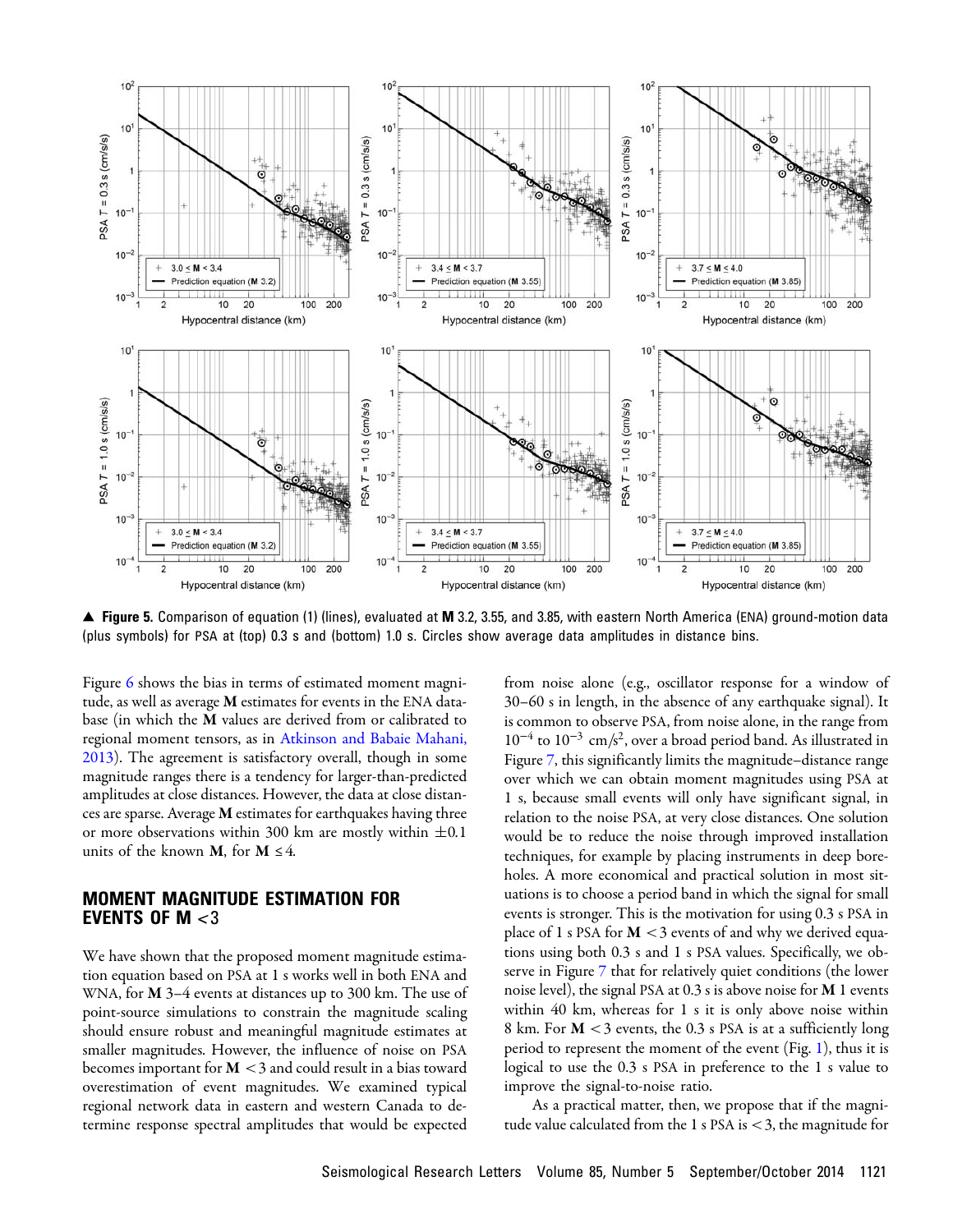▲ **Figure 5.** Comparison of equation (1) (lines), evaluated at **M** 3.2, 3.55, and 3.85, with eastern North America (ENA) ground-motion data (plus symbols) for PSA at (top) 0.3 s and (bottom) 1.0 s. Circles show average data amplitudes in distance bins.

Figure 6 shows the bias in terms of estimated moment magnitude, as well as average **M** estimates for events in the ENA database (in which the **M** values are derived from or calibrated to regional moment tensors, as in Atkinson and Babaie Mahani, 2013). The agreement is satisfactory overall, though in some magnitude ranges there is a tendency for larger-than-predicted amplitudes at close distances. However, the data at close distances are sparse. Average **M** estimates for earthquakes having three or more observations within 300 km are mostly within ±0.1 units of the known **M**, for **M** ≤ 4.

## MOMENT MAGNITUDE ESTIMATION FOR EVENTS OF M <3

We have shown that the proposed moment magnitude estimation equation based on PSA at 1 s works well in both ENA and WNA, for **M** 3–4 events at distances up to 300 km. The use of point-source simulations to constrain the magnitude scaling should ensure robust and meaningful magnitude estimates at smaller magnitudes. However, the influence of noise on PSA becomes important for **M** <3 and could result in a bias toward overestimation of event magnitudes. We examined typical regional network data in eastern and western Canada to determine response spectral amplitudes that would be expected from noise alone (e.g., oscillator response for a window of 30–60 s in length, in the absence of any earthquake signal). It is common to observe PSA, from noise alone, in the range from $10^{-4}$ to $10^{-3}$ cm/s$^2$, over a broad period band. As illustrated in Figure 7, this significantly limits the magnitude–distance range over which we can obtain moment magnitudes using PSA at 1 s, because small events will only have significant signal, in relation to the noise PSA, at very close distances. One solution would be to reduce the noise through improved installation techniques, for example by placing instruments in deep boreholes. A more economical and practical solution in most situations is to choose a period band in which the signal for small events is stronger. This is the motivation for using 0.3 s PSA in place of 1 s PSA for **M** <3 events of and why we derived equations using both 0.3 s and 1 s PSA values. Specifically, we observe in Figure 7 that for relatively quiet conditions (the lower noise level), the signal PSA at 0.3 s is above noise for **M** 1 events within 40 km, whereas for 1 s it is only above noise within 8 km. For **M** <3 events, the 0.3 s PSA is at a sufficiently long period to represent the moment of the event (Fig. 1), thus it is logical to use the 0.3 s PSA in preference to the 1 s value to improve the signal-to-noise ratio.

As a practical matter, then, we propose that if the magnitude value calculated from the 1 s PSA is <3, the magnitude for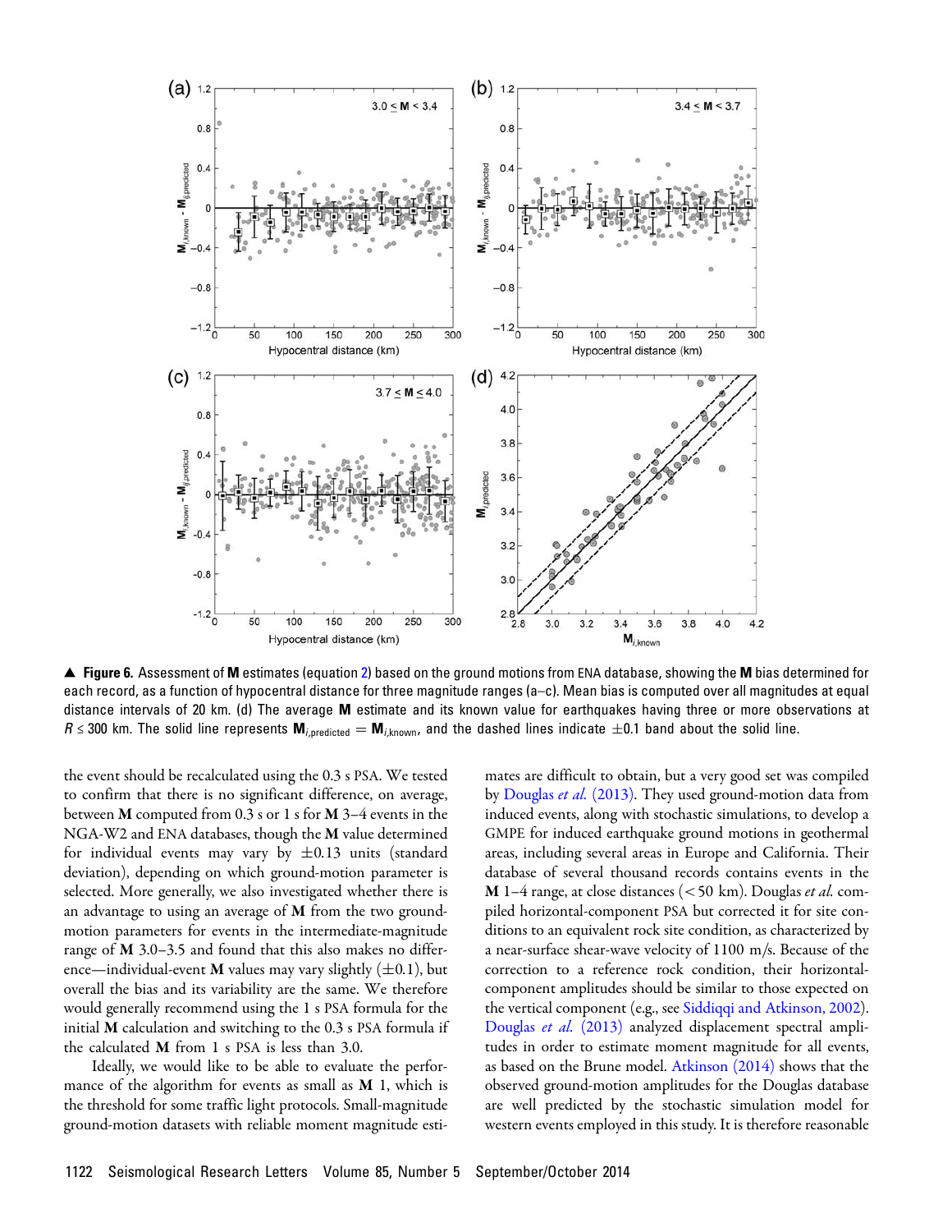▲ **Figure 6.** Assessment of **M** estimates (equation 2) based on the ground motions from ENA database, showing the **M** bias determined for each record, as a function of hypocentral distance for three magnitude ranges (a–c). Mean bias is computed over all magnitudes at equal distance intervals of 20 km. (d) The average **M** estimate and its known value for earthquakes having three or more observations at $R \leq 300$ km. The solid line represents $\mathbf{M}_{i,\text{predicted}} = \mathbf{M}_{i,\text{known}}$, and the dashed lines indicate $\pm 0.1$ band about the solid line.

the event should be recalculated using the 0.3 s PSA. We tested to confirm that there is no significant difference, on average, between **M** computed from 0.3 s or 1 s for **M** 3–4 events in the NGA-W2 and ENA databases, though the **M** value determined for individual events may vary by $\pm 0.13$ units (standard deviation), depending on which ground-motion parameter is selected. More generally, we also investigated whether there is an advantage to using an average of **M** from the two ground-motion parameters for events in the intermediate-magnitude range of **M** 3.0–3.5 and found that this also makes no difference—individual-event **M** values may vary slightly ($\pm 0.1$), but overall the bias and its variability are the same. We therefore would generally recommend using the 1 s PSA formula for the initial **M** calculation and switching to the 0.3 s PSA formula if the calculated **M** from 1 s PSA is less than 3.0.

Ideally, we would like to be able to evaluate the performance of the algorithm for events as small as **M** 1, which is the threshold for some traffic light protocols. Small-magnitude ground-motion datasets with reliable moment magnitude estimates are difficult to obtain, but a very good set was compiled by Douglas *et al.* (2013). They used ground-motion data from induced events, along with stochastic simulations, to develop a GMPE for induced earthquake ground motions in geothermal areas, including several areas in Europe and California. Their database of several thousand records contains events in the **M** 1–4 range, at close distances (< 50 km). Douglas *et al.* compiled horizontal-component PSA but corrected it for site conditions to an equivalent rock site condition, as characterized by a near-surface shear-wave velocity of 1100 m/s. Because of the correction to a reference rock condition, their horizontal-component amplitudes should be similar to those expected on the vertical component (e.g., see Siddiqqi and Atkinson, 2002). Douglas *et al.* (2013) analyzed displacement spectral amplitudes in order to estimate moment magnitude for all events, as based on the Brune model. Atkinson (2014) shows that the observed ground-motion amplitudes for the Douglas database are well predicted by the stochastic simulation model for western events employed in this study. It is therefore reasonable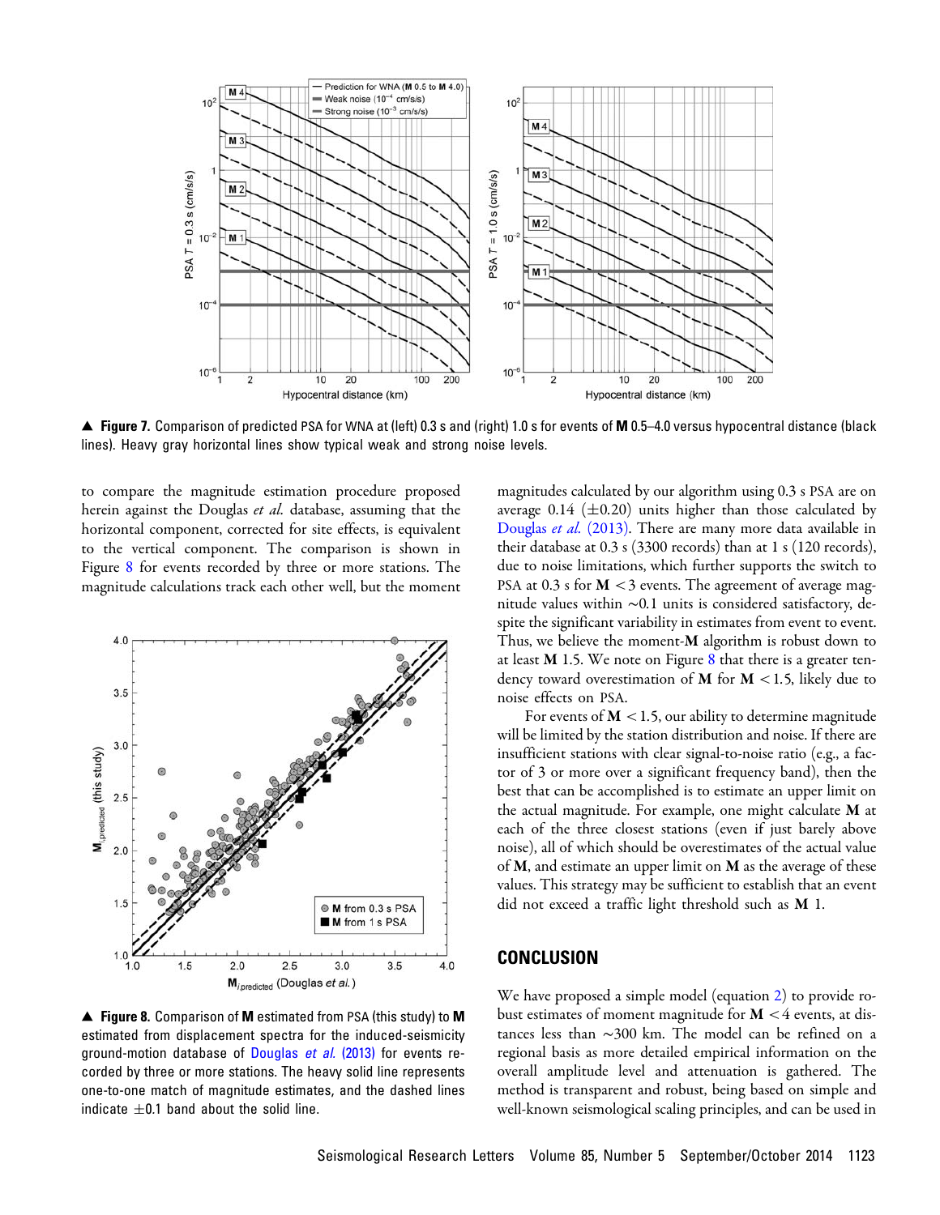▲ **Figure 7.** Comparison of predicted PSA for WNA at (left) 0.3 s and (right) 1.0 s for events of **M** 0.5–4.0 versus hypocentral distance (black lines). Heavy gray horizontal lines show typical weak and strong noise levels.

to compare the magnitude estimation procedure proposed herein against the Douglas *et al.* database, assuming that the horizontal component, corrected for site effects, is equivalent to the vertical component. The comparison is shown in Figure 8 for events recorded by three or more stations. The magnitude calculations track each other well, but the moment magnitudes calculated by our algorithm using 0.3 s PSA are on average 0.14 (±0.20) units higher than those calculated by Douglas *et al.* (2013). There are many more data available in their database at 0.3 s (3300 records) than at 1 s (120 records), due to noise limitations, which further supports the switch to PSA at 0.3 s for **M** < 3 events. The agreement of average magnitude values within ~0.1 units is considered satisfactory, despite the significant variability in estimates from event to event. Thus, we believe the moment-**M** algorithm is robust down to at least **M** 1.5. We note on Figure 8 that there is a greater tendency toward overestimation of **M** for **M** < 1.5, likely due to noise effects on PSA.

▲ **Figure 8.** Comparison of **M** estimated from PSA (this study) to **M** estimated from displacement spectra for the induced-seismicity ground-motion database of Douglas *et al.* (2013) for events recorded by three or more stations. The heavy solid line represents one-to-one match of magnitude estimates, and the dashed lines indicate ±0.1 band about the solid line.

For events of **M** < 1.5, our ability to determine magnitude will be limited by the station distribution and noise. If there are insufficient stations with clear signal-to-noise ratio (e.g., a factor of 3 or more over a significant frequency band), then the best that can be accomplished is to estimate an upper limit on the actual magnitude. For example, one might calculate **M** at each of the three closest stations (even if just barely above noise), all of which should be overestimates of the actual value of **M**, and estimate an upper limit on **M** as the average of these values. This strategy may be sufficient to establish that an event did not exceed a traffic light threshold such as **M** 1.

## CONCLUSION

We have proposed a simple model (equation 2) to provide robust estimates of moment magnitude for **M** < 4 events, at distances less than ~300 km. The model can be refined on a regional basis as more detailed empirical information on the overall amplitude level and attenuation is gathered. The method is transparent and robust, being based on simple and well-known seismological scaling principles, and can be used in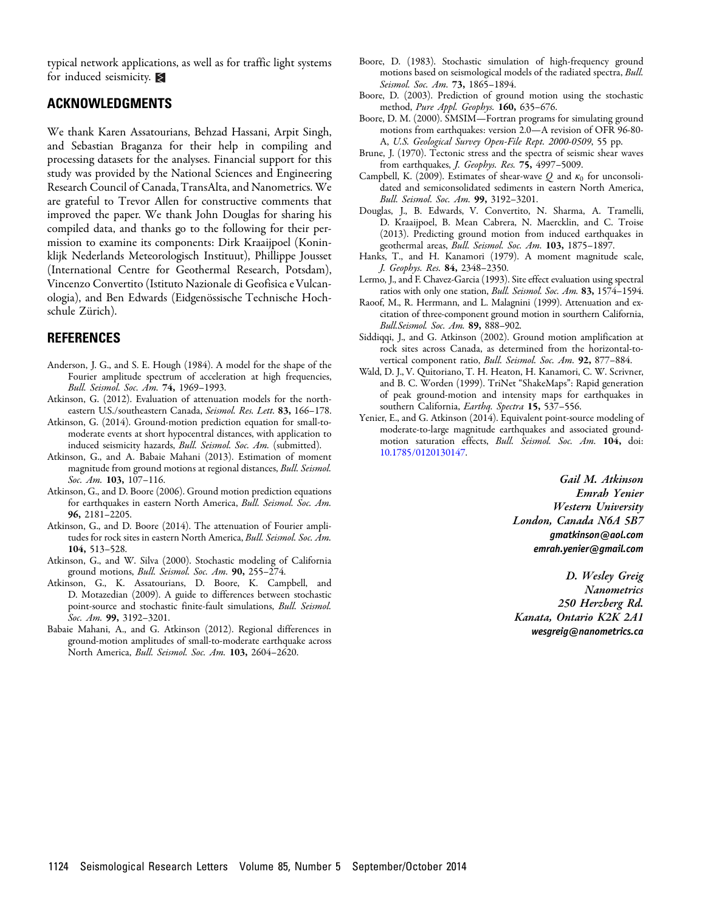typical network applications, as well as for traffic light systems for induced seismicity.

## ACKNOWLEDGMENTS

We thank Karen Assatourians, Behzad Hassani, Arpit Singh, and Sebastian Braganza for their help in compiling and processing datasets for the analyses. Financial support for this study was provided by the National Sciences and Engineering Research Council of Canada, TransAlta, and Nanometrics. We are grateful to Trevor Allen for constructive comments that improved the paper. We thank John Douglas for sharing his compiled data, and thanks go to the following for their permission to examine its components: Dirk Kraaijpoel (Koninklijk Nederlands Meteorologisch Instituut), Phillippe Jousset (International Centre for Geothermal Research, Potsdam), Vincenzo Convertito (Istituto Nazionale di Geofisica e Vulcanologia), and Ben Edwards (Eidgenössische Technische Hochschule Zürich).

## REFERENCES

Anderson, J. G., and S. E. Hough (1984). A model for the shape of the Fourier amplitude spectrum of acceleration at high frequencies, *Bull. Seismol. Soc. Am.* **74,** 1969–1993.

Atkinson, G. (2012). Evaluation of attenuation models for the northeastern U.S./southeastern Canada, *Seismol. Res. Lett.* **83,** 166–178.

Atkinson, G. (2014). Ground-motion prediction equation for small-to-moderate events at short hypocentral distances, with application to induced seismicity hazards, *Bull. Seismol. Soc. Am.* (submitted).

Atkinson, G., and A. Babaie Mahani (2013). Estimation of moment magnitude from ground motions at regional distances, *Bull. Seismol. Soc. Am.* **103,** 107–116.

Atkinson, G., and D. Boore (2006). Ground motion prediction equations for earthquakes in eastern North America, *Bull. Seismol. Soc. Am.* **96,** 2181–2205.

Atkinson, G., and D. Boore (2014). The attenuation of Fourier amplitudes for rock sites in eastern North America, *Bull. Seismol. Soc. Am.* **104,** 513–528.

Atkinson, G., and W. Silva (2000). Stochastic modeling of California ground motions, *Bull. Seismol. Soc. Am.* **90,** 255–274.

Atkinson, G., K. Assatourians, D. Boore, K. Campbell, and D. Motazedian (2009). A guide to differences between stochastic point-source and stochastic finite-fault simulations, *Bull. Seismol. Soc. Am.* **99,** 3192–3201.

Babaie Mahani, A., and G. Atkinson (2012). Regional differences in ground-motion amplitudes of small-to-moderate earthquake across North America, *Bull. Seismol. Soc. Am.* **103,** 2604–2620.

Boore, D. (1983). Stochastic simulation of high-frequency ground motions based on seismological models of the radiated spectra, *Bull. Seismol. Soc. Am.* **73,** 1865–1894.

Boore, D. (2003). Prediction of ground motion using the stochastic method, *Pure Appl. Geophys.* **160,** 635–676.

Boore, D. M. (2000). SMSIM—Fortran programs for simulating ground motions from earthquakes: version 2.0—A revision of OFR 96-80-A, *U.S. Geological Survey Open-File Rept. 2000-0509,* 55 pp.

Brune, J. (1970). Tectonic stress and the spectra of seismic shear waves from earthquakes, *J. Geophys. Res.* **75,** 4997–5009.

Campbell, K. (2009). Estimates of shear-wave $Q$ and $\kappa_0$ for unconsolidated and semiconsolidated sediments in eastern North America, *Bull. Seismol. Soc. Am.* **99,** 3192–3201.

Douglas, J., B. Edwards, V. Convertito, N. Sharma, A. Tramelli, D. Kraaijpoel, B. Mean Cabrera, N. Maercklin, and C. Troise (2013). Predicting ground motion from induced earthquakes in geothermal areas, *Bull. Seismol. Soc. Am.* **103,** 1875–1897.

Hanks, T., and H. Kanamori (1979). A moment magnitude scale, *J. Geophys. Res.* **84,** 2348–2350.

Lermo, J., and F. Chavez-Garcia (1993). Site effect evaluation using spectral ratios with only one station, *Bull. Seismol. Soc. Am.* **83,** 1574–1594.

Raoof, M., R. Herrmann, and L. Malagnini (1999). Attenuation and excitation of three-component ground motion in sourthern California, *Bull.Seismol. Soc. Am.* **89,** 888–902.

Siddiqqi, J., and G. Atkinson (2002). Ground motion amplification at rock sites across Canada, as determined from the horizontal-to-vertical component ratio, *Bull. Seismol. Soc. Am.* **92,** 877–884.

Wald, D. J., V. Quitoriano, T. H. Heaton, H. Kanamori, C. W. Scrivner, and B. C. Worden (1999). TriNet "ShakeMaps": Rapid generation of peak ground-motion and intensity maps for earthquakes in southern California, *Earthq. Spectra* **15,** 537–556.

Yenier, E., and G. Atkinson (2014). Equivalent point-source modeling of moderate-to-large magnitude earthquakes and associated ground-motion saturation effects, *Bull. Seismol. Soc. Am.* **104,** doi: 10.1785/0120130147.

*Gail M. Atkinson*
*Emrah Yenier*
*Western University*
*London, Canada N6A 5B7*
**gmatkinson@aol.com**
**emrah.yenier@gmail.com**

*D. Wesley Greig*
*Nanometrics*
*250 Herzberg Rd.*
*Kanata, Ontario K2K 2A1*
**wesgreig@nanometrics.ca**